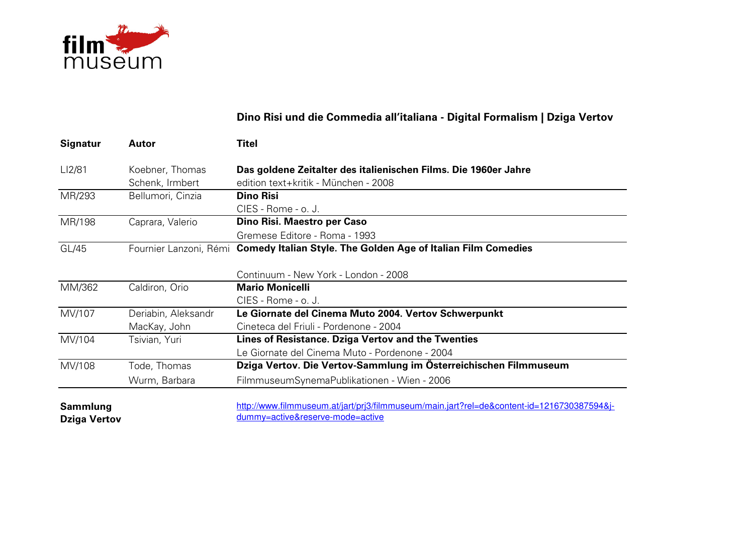film museum

## Dino Risi und die Commedia all'italiana - Digital Formalism | Dziga Vertov

| Signatur | Autor | Titel |
|---|---|---|
| LI2/81 | Koebner, Thomas<br>Schenk, Irmbert | **Das goldene Zeitalter des italienischen Films. Die 1960er Jahre**<br>edition text+kritik - München - 2008 |
| MR/293 | Bellumori, Cinzia | **Dino Risi**<br>CIES - Rome - o. J. |
| MR/198 | Caprara, Valerio | **Dino Risi. Maestro per Caso**<br>Gremese Editore - Roma - 1993 |
| GL/45 | Fournier Lanzoni, Rémi | **Comedy Italian Style. The Golden Age of Italian Film Comedies**<br>Continuum - New York - London - 2008 |
| MM/362 | Caldiron, Orio | **Mario Monicelli**<br>CIES - Rome - o. J. |
| MV/107 | Deriabin, Aleksandr<br>MacKay, John | **Le Giornate del Cinema Muto 2004. Vertov Schwerpunkt**<br>Cineteca del Friuli - Pordenone - 2004 |
| MV/104 | Tsivian, Yuri | **Lines of Resistance. Dziga Vertov and the Twenties**<br>Le Giornate del Cinema Muto - Pordenone - 2004 |
| MV/108 | Tode, Thomas<br>Wurm, Barbara | **Dziga Vertov. Die Vertov-Sammlung im Österreichischen Filmmuseum**<br>FilmmuseumSynemaPublikationen - Wien - 2006 |

**Sammlung Dziga Vertov**

http://www.filmmuseum.at/jart/prj3/filmmuseum/main.jart?rel=de&content-id=1216730387594&j-dummy=active&reserve-mode=active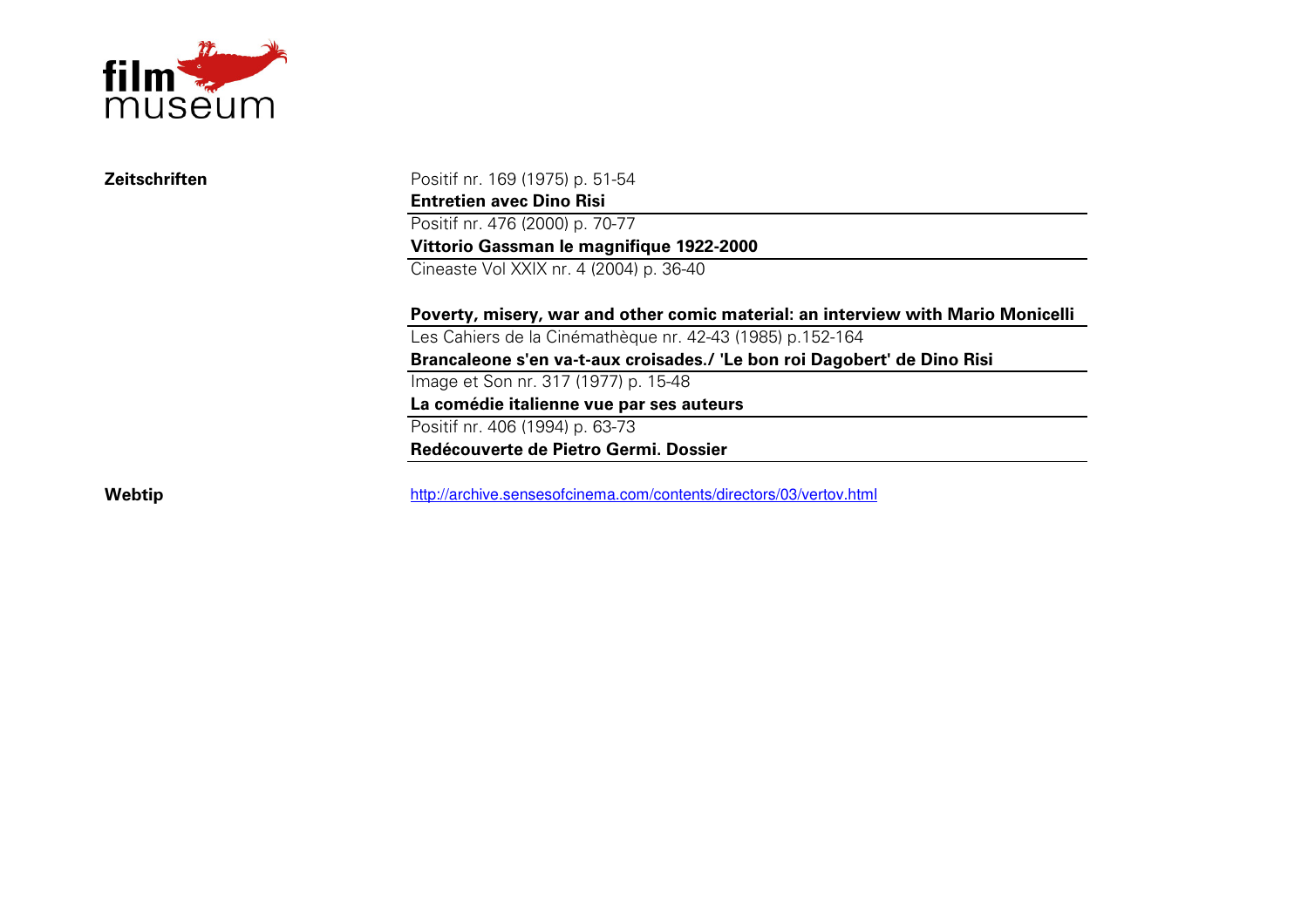**Zeitschriften**

Positif nr. 169 (1975) p. 51-54
**Entretien avec Dino Risi**

Positif nr. 476 (2000) p. 70-77
**Vittorio Gassman le magnifique 1922-2000**

Cineaste Vol XXIX nr. 4 (2004) p. 36-40
**Poverty, misery, war and other comic material: an interview with Mario Monicelli**

Les Cahiers de la Cinémathèque nr. 42-43 (1985) p.152-164
**Brancaleone s'en va-t-aux croisades./ 'Le bon roi Dagobert' de Dino Risi**

Image et Son nr. 317 (1977) p. 15-48
**La comédie italienne vue par ses auteurs**

Positif nr. 406 (1994) p. 63-73
**Redécouverte de Pietro Germi. Dossier**

**Webtip**

http://archive.sensesofcinema.com/contents/directors/03/vertov.html